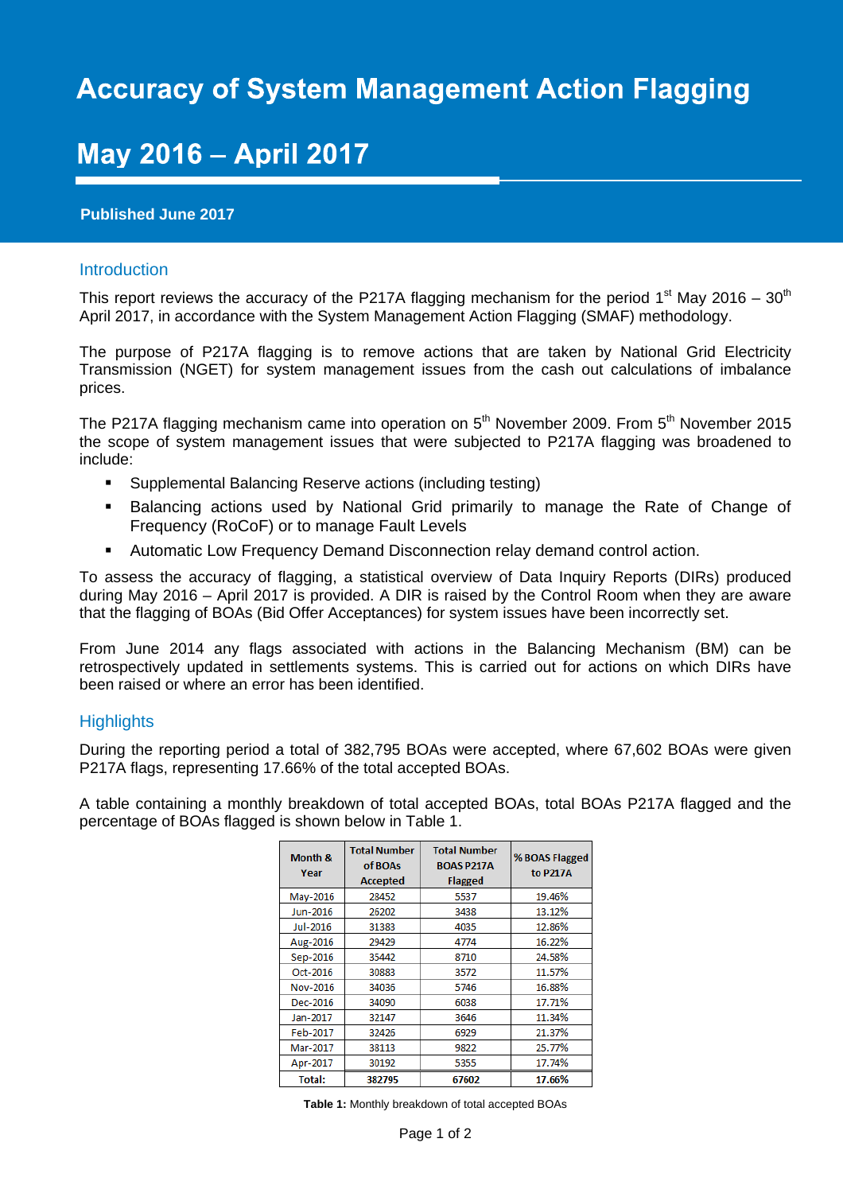# Accuracy of System Management Action Flagging

# May 2016 – April 2017

**Published June 2017**

## Introduction

This report reviews the accuracy of the P217A flagging mechanism for the period 1st May 2016 – 30th April 2017, in accordance with the System Management Action Flagging (SMAF) methodology.

The purpose of P217A flagging is to remove actions that are taken by National Grid Electricity Transmission (NGET) for system management issues from the cash out calculations of imbalance prices.

The P217A flagging mechanism came into operation on 5th November 2009. From 5th November 2015 the scope of system management issues that were subjected to P217A flagging was broadened to include:

- Supplemental Balancing Reserve actions (including testing)
- Balancing actions used by National Grid primarily to manage the Rate of Change of Frequency (RoCoF) or to manage Fault Levels
- Automatic Low Frequency Demand Disconnection relay demand control action.

To assess the accuracy of flagging, a statistical overview of Data Inquiry Reports (DIRs) produced during May 2016 – April 2017 is provided. A DIR is raised by the Control Room when they are aware that the flagging of BOAs (Bid Offer Acceptances) for system issues have been incorrectly set.

From June 2014 any flags associated with actions in the Balancing Mechanism (BM) can be retrospectively updated in settlements systems. This is carried out for actions on which DIRs have been raised or where an error has been identified.

## Highlights

During the reporting period a total of 382,795 BOAs were accepted, where 67,602 BOAs were given P217A flags, representing 17.66% of the total accepted BOAs.

A table containing a monthly breakdown of total accepted BOAs, total BOAs P217A flagged and the percentage of BOAs flagged is shown below in Table 1.

| Month & Year | Total Number of BOAs Accepted | Total Number BOAS P217A Flagged | % BOAS Flagged to P217A |
|---|---|---|---|
| May-2016 | 28452 | 5537 | 19.46% |
| Jun-2016 | 26202 | 3438 | 13.12% |
| Jul-2016 | 31383 | 4035 | 12.86% |
| Aug-2016 | 29429 | 4774 | 16.22% |
| Sep-2016 | 35442 | 8710 | 24.58% |
| Oct-2016 | 30883 | 3572 | 11.57% |
| Nov-2016 | 34036 | 5746 | 16.88% |
| Dec-2016 | 34090 | 6038 | 17.71% |
| Jan-2017 | 32147 | 3646 | 11.34% |
| Feb-2017 | 32426 | 6929 | 21.37% |
| Mar-2017 | 38113 | 9822 | 25.77% |
| Apr-2017 | 30192 | 5355 | 17.74% |
| **Total:** | **382795** | **67602** | **17.66%** |

**Table 1:** Monthly breakdown of total accepted BOAs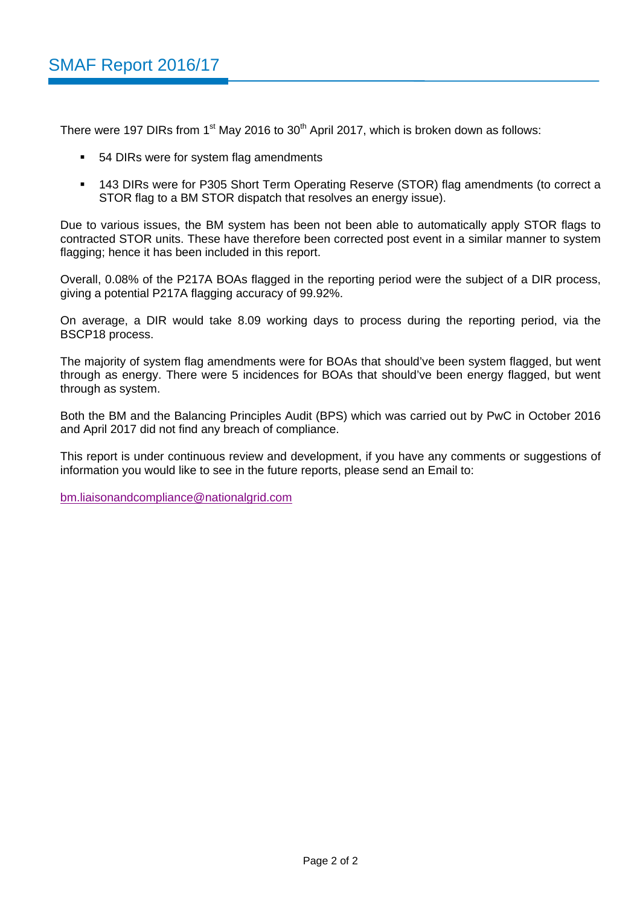# SMAF Report 2016/17

There were 197 DIRs from 1st May 2016 to 30th April 2017, which is broken down as follows:

- 54 DIRs were for system flag amendments
- 143 DIRs were for P305 Short Term Operating Reserve (STOR) flag amendments (to correct a STOR flag to a BM STOR dispatch that resolves an energy issue).

Due to various issues, the BM system has been not been able to automatically apply STOR flags to contracted STOR units. These have therefore been corrected post event in a similar manner to system flagging; hence it has been included in this report.

Overall, 0.08% of the P217A BOAs flagged in the reporting period were the subject of a DIR process, giving a potential P217A flagging accuracy of 99.92%.

On average, a DIR would take 8.09 working days to process during the reporting period, via the BSCP18 process.

The majority of system flag amendments were for BOAs that should've been system flagged, but went through as energy. There were 5 incidences for BOAs that should've been energy flagged, but went through as system.

Both the BM and the Balancing Principles Audit (BPS) which was carried out by PwC in October 2016 and April 2017 did not find any breach of compliance.

This report is under continuous review and development, if you have any comments or suggestions of information you would like to see in the future reports, please send an Email to:

bm.liaisonandcompliance@nationalgrid.com